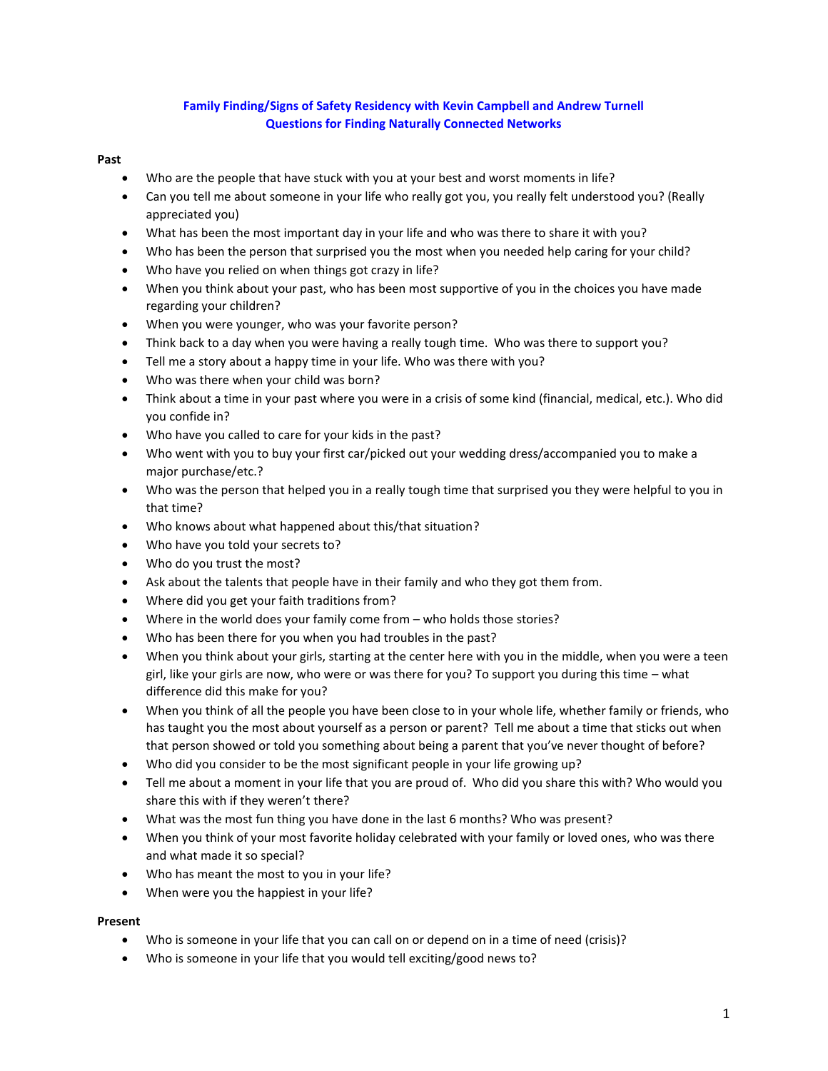# Family Finding/Signs of Safety Residency with Kevin Campbell and Andrew Turnell
## Questions for Finding Naturally Connected Networks

**Past**

- Who are the people that have stuck with you at your best and worst moments in life?
- Can you tell me about someone in your life who really got you, you really felt understood you? (Really appreciated you)
- What has been the most important day in your life and who was there to share it with you?
- Who has been the person that surprised you the most when you needed help caring for your child?
- Who have you relied on when things got crazy in life?
- When you think about your past, who has been most supportive of you in the choices you have made regarding your children?
- When you were younger, who was your favorite person?
- Think back to a day when you were having a really tough time. Who was there to support you?
- Tell me a story about a happy time in your life. Who was there with you?
- Who was there when your child was born?
- Think about a time in your past where you were in a crisis of some kind (financial, medical, etc.). Who did you confide in?
- Who have you called to care for your kids in the past?
- Who went with you to buy your first car/picked out your wedding dress/accompanied you to make a major purchase/etc.?
- Who was the person that helped you in a really tough time that surprised you they were helpful to you in that time?
- Who knows about what happened about this/that situation?
- Who have you told your secrets to?
- Who do you trust the most?
- Ask about the talents that people have in their family and who they got them from.
- Where did you get your faith traditions from?
- Where in the world does your family come from – who holds those stories?
- Who has been there for you when you had troubles in the past?
- When you think about your girls, starting at the center here with you in the middle, when you were a teen girl, like your girls are now, who were or was there for you? To support you during this time – what difference did this make for you?
- When you think of all the people you have been close to in your whole life, whether family or friends, who has taught you the most about yourself as a person or parent? Tell me about a time that sticks out when that person showed or told you something about being a parent that you've never thought of before?
- Who did you consider to be the most significant people in your life growing up?
- Tell me about a moment in your life that you are proud of. Who did you share this with? Who would you share this with if they weren't there?
- What was the most fun thing you have done in the last 6 months? Who was present?
- When you think of your most favorite holiday celebrated with your family or loved ones, who was there and what made it so special?
- Who has meant the most to you in your life?
- When were you the happiest in your life?

**Present**

- Who is someone in your life that you can call on or depend on in a time of need (crisis)?
- Who is someone in your life that you would tell exciting/good news to?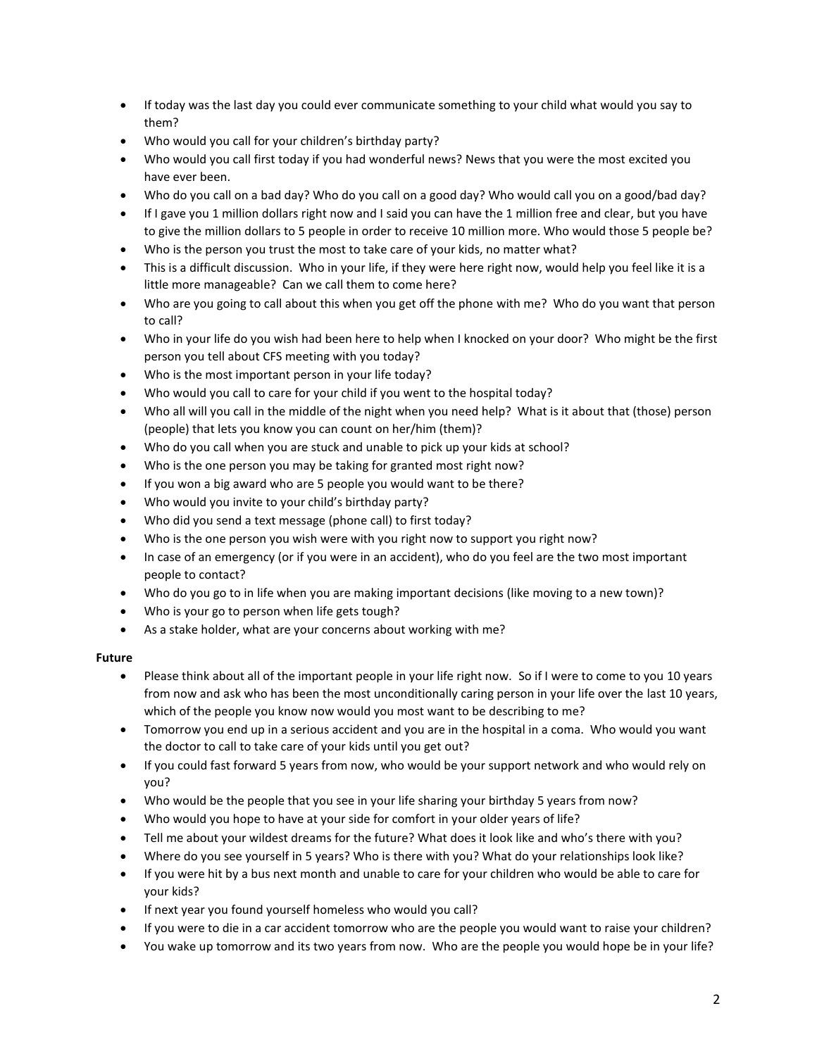- If today was the last day you could ever communicate something to your child what would you say to them?
- Who would you call for your children's birthday party?
- Who would you call first today if you had wonderful news? News that you were the most excited you have ever been.
- Who do you call on a bad day? Who do you call on a good day? Who would call you on a good/bad day?
- If I gave you 1 million dollars right now and I said you can have the 1 million free and clear, but you have to give the million dollars to 5 people in order to receive 10 million more. Who would those 5 people be?
- Who is the person you trust the most to take care of your kids, no matter what?
- This is a difficult discussion. Who in your life, if they were here right now, would help you feel like it is a little more manageable? Can we call them to come here?
- Who are you going to call about this when you get off the phone with me? Who do you want that person to call?
- Who in your life do you wish had been here to help when I knocked on your door? Who might be the first person you tell about CFS meeting with you today?
- Who is the most important person in your life today?
- Who would you call to care for your child if you went to the hospital today?
- Who all will you call in the middle of the night when you need help? What is it about that (those) person (people) that lets you know you can count on her/him (them)?
- Who do you call when you are stuck and unable to pick up your kids at school?
- Who is the one person you may be taking for granted most right now?
- If you won a big award who are 5 people you would want to be there?
- Who would you invite to your child's birthday party?
- Who did you send a text message (phone call) to first today?
- Who is the one person you wish were with you right now to support you right now?
- In case of an emergency (or if you were in an accident), who do you feel are the two most important people to contact?
- Who do you go to in life when you are making important decisions (like moving to a new town)?
- Who is your go to person when life gets tough?
- As a stake holder, what are your concerns about working with me?

**Future**

- Please think about all of the important people in your life right now. So if I were to come to you 10 years from now and ask who has been the most unconditionally caring person in your life over the last 10 years, which of the people you know now would you most want to be describing to me?
- Tomorrow you end up in a serious accident and you are in the hospital in a coma. Who would you want the doctor to call to take care of your kids until you get out?
- If you could fast forward 5 years from now, who would be your support network and who would rely on you?
- Who would be the people that you see in your life sharing your birthday 5 years from now?
- Who would you hope to have at your side for comfort in your older years of life?
- Tell me about your wildest dreams for the future? What does it look like and who's there with you?
- Where do you see yourself in 5 years? Who is there with you? What do your relationships look like?
- If you were hit by a bus next month and unable to care for your children who would be able to care for your kids?
- If next year you found yourself homeless who would you call?
- If you were to die in a car accident tomorrow who are the people you would want to raise your children?
- You wake up tomorrow and its two years from now. Who are the people you would hope be in your life?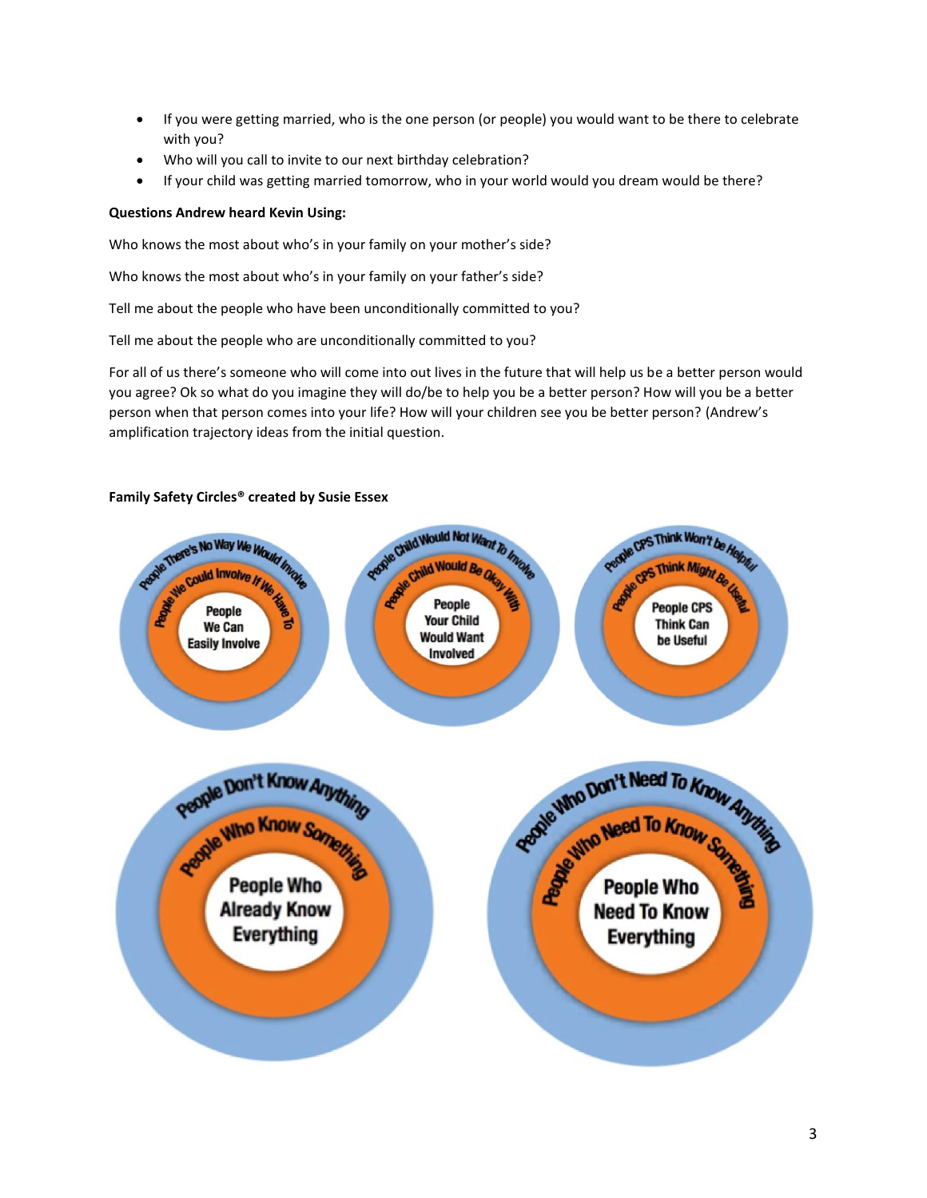- If you were getting married, who is the one person (or people) you would want to be there to celebrate with you?
- Who will you call to invite to our next birthday celebration?
- If your child was getting married tomorrow, who in your world would you dream would be there?

**Questions Andrew heard Kevin Using:**

Who knows the most about who's in your family on your mother's side?

Who knows the most about who's in your family on your father's side?

Tell me about the people who have been unconditionally committed to you?

Tell me about the people who are unconditionally committed to you?

For all of us there's someone who will come into out lives in the future that will help us be a better person would you agree? Ok so what do you imagine they will do/be to help you be a better person? How will you be a better person when that person comes into your life? How will your children see you be better person? (Andrew's amplification trajectory ideas from the initial question.

**Family Safety Circles® created by Susie Essex**

People There's No Way We Would Involve
People We Could Involve If We Have To
People We Can Easily Involve

People Child Would Not Want To Involve
People Child Would Be Okay With
People Your Child Would Want Involved

People CPS Think Won't be Helpful
People CPS Think Might Be Useful
People CPS Think Can be Useful

People Don't Know Anything
People Who Know Something
People Who Already Know Everything

People Who Don't Need To Know Anything
People Who Need To Know Something
People Who Need To Know Everything